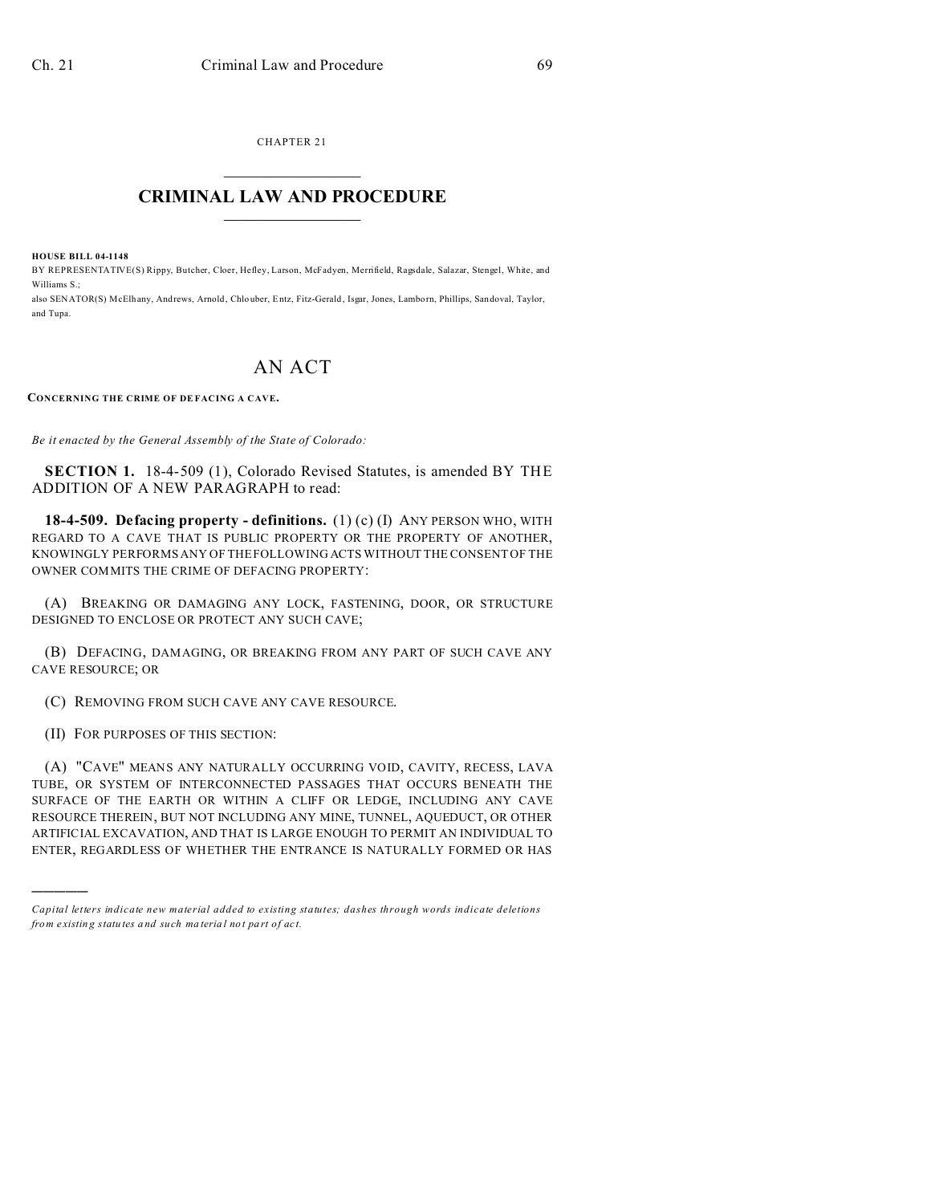CHAPTER 21

# CRIMINAL LAW AND PROCEDURE

**HOUSE BILL 04-1148**

BY REPRESENTATIVE(S) Rippy, Butcher, Cloer, Hefley, Larson, McFadyen, Merrifield, Ragsdale, Salazar, Stengel, White, and Williams S.;

also SENATOR(S) McElhany, Andrews, Arnold, Chlouber, Entz, Fitz-Gerald, Isgar, Jones, Lamborn, Phillips, Sandoval, Taylor, and Tupa.

# AN ACT

**CONCERNING THE CRIME OF DEFACING A CAVE.**

*Be it enacted by the General Assembly of the State of Colorado:*

**SECTION 1.** 18-4-509 (1), Colorado Revised Statutes, is amended BY THE ADDITION OF A NEW PARAGRAPH to read:

**18-4-509. Defacing property - definitions.** (1) (c) (I) ANY PERSON WHO, WITH REGARD TO A CAVE THAT IS PUBLIC PROPERTY OR THE PROPERTY OF ANOTHER, KNOWINGLY PERFORMS ANY OF THE FOLLOWING ACTS WITHOUT THE CONSENT OF THE OWNER COMMITS THE CRIME OF DEFACING PROPERTY:

(A) BREAKING OR DAMAGING ANY LOCK, FASTENING, DOOR, OR STRUCTURE DESIGNED TO ENCLOSE OR PROTECT ANY SUCH CAVE;

(B) DEFACING, DAMAGING, OR BREAKING FROM ANY PART OF SUCH CAVE ANY CAVE RESOURCE; OR

(C) REMOVING FROM SUCH CAVE ANY CAVE RESOURCE.

(II) FOR PURPOSES OF THIS SECTION:

(A) "CAVE" MEANS ANY NATURALLY OCCURRING VOID, CAVITY, RECESS, LAVA TUBE, OR SYSTEM OF INTERCONNECTED PASSAGES THAT OCCURS BENEATH THE SURFACE OF THE EARTH OR WITHIN A CLIFF OR LEDGE, INCLUDING ANY CAVE RESOURCE THEREIN, BUT NOT INCLUDING ANY MINE, TUNNEL, AQUEDUCT, OR OTHER ARTIFICIAL EXCAVATION, AND THAT IS LARGE ENOUGH TO PERMIT AN INDIVIDUAL TO ENTER, REGARDLESS OF WHETHER THE ENTRANCE IS NATURALLY FORMED OR HAS

---

*Capital letters indicate new material added to existing statutes; dashes through words indicate deletions from existing statutes and such material not part of act.*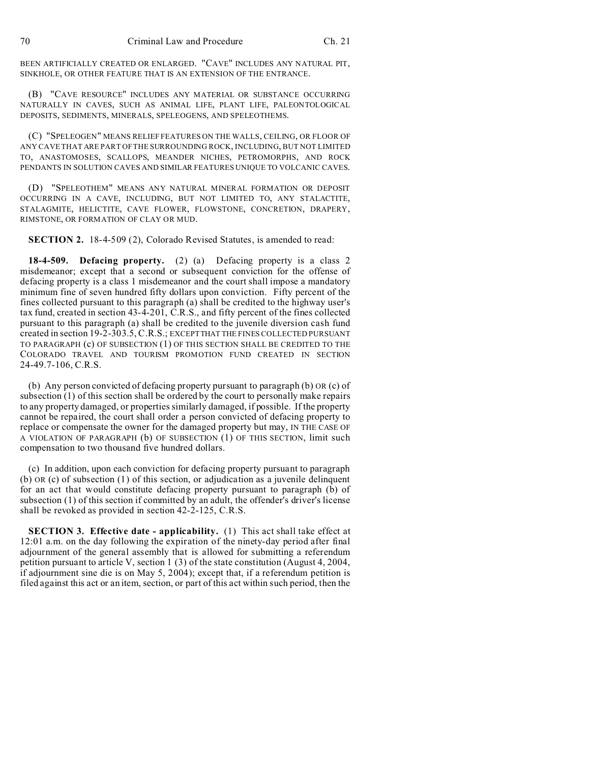BEEN ARTIFICIALLY CREATED OR ENLARGED. "CAVE" INCLUDES ANY NATURAL PIT, SINKHOLE, OR OTHER FEATURE THAT IS AN EXTENSION OF THE ENTRANCE.

(B) "CAVE RESOURCE" INCLUDES ANY MATERIAL OR SUBSTANCE OCCURRING NATURALLY IN CAVES, SUCH AS ANIMAL LIFE, PLANT LIFE, PALEONTOLOGICAL DEPOSITS, SEDIMENTS, MINERALS, SPELEOGENS, AND SPELEOTHEMS.

(C) "SPELEOGEN" MEANS RELIEF FEATURES ON THE WALLS, CEILING, OR FLOOR OF ANY CAVE THAT ARE PART OF THE SURROUNDING ROCK, INCLUDING, BUT NOT LIMITED TO, ANASTOMOSES, SCALLOPS, MEANDER NICHES, PETROMORPHS, AND ROCK PENDANTS IN SOLUTION CAVES AND SIMILAR FEATURES UNIQUE TO VOLCANIC CAVES.

(D) "SPELEOTHEM" MEANS ANY NATURAL MINERAL FORMATION OR DEPOSIT OCCURRING IN A CAVE, INCLUDING, BUT NOT LIMITED TO, ANY STALACTITE, STALAGMITE, HELICTITE, CAVE FLOWER, FLOWSTONE, CONCRETION, DRAPERY, RIMSTONE, OR FORMATION OF CLAY OR MUD.

**SECTION 2.** 18-4-509 (2), Colorado Revised Statutes, is amended to read:

**18-4-509. Defacing property.** (2) (a) Defacing property is a class 2 misdemeanor; except that a second or subsequent conviction for the offense of defacing property is a class 1 misdemeanor and the court shall impose a mandatory minimum fine of seven hundred fifty dollars upon conviction. Fifty percent of the fines collected pursuant to this paragraph (a) shall be credited to the highway user's tax fund, created in section 43-4-201, C.R.S., and fifty percent of the fines collected pursuant to this paragraph (a) shall be credited to the juvenile diversion cash fund created in section 19-2-303.5, C.R.S.; EXCEPT THAT THE FINES COLLECTED PURSUANT TO PARAGRAPH (c) OF SUBSECTION (1) OF THIS SECTION SHALL BE CREDITED TO THE COLORADO TRAVEL AND TOURISM PROMOTION FUND CREATED IN SECTION 24-49.7-106, C.R.S.

(b) Any person convicted of defacing property pursuant to paragraph (b) OR (c) of subsection (1) of this section shall be ordered by the court to personally make repairs to any property damaged, or properties similarly damaged, if possible. If the property cannot be repaired, the court shall order a person convicted of defacing property to replace or compensate the owner for the damaged property but may, IN THE CASE OF A VIOLATION OF PARAGRAPH (b) OF SUBSECTION (1) OF THIS SECTION, limit such compensation to two thousand five hundred dollars.

(c) In addition, upon each conviction for defacing property pursuant to paragraph (b) OR (c) of subsection (1) of this section, or adjudication as a juvenile delinquent for an act that would constitute defacing property pursuant to paragraph (b) of subsection (1) of this section if committed by an adult, the offender's driver's license shall be revoked as provided in section 42-2-125, C.R.S.

**SECTION 3. Effective date - applicability.** (1) This act shall take effect at 12:01 a.m. on the day following the expiration of the ninety-day period after final adjournment of the general assembly that is allowed for submitting a referendum petition pursuant to article V, section 1 (3) of the state constitution (August 4, 2004, if adjournment sine die is on May 5, 2004); except that, if a referendum petition is filed against this act or an item, section, or part of this act within such period, then the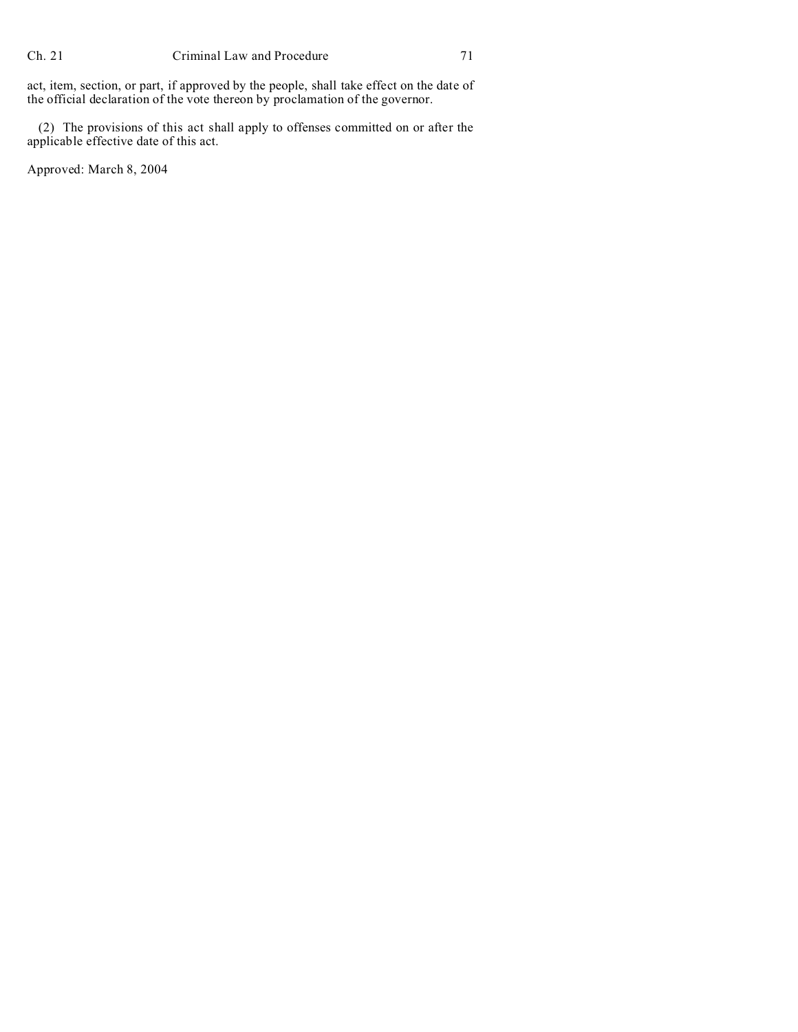act, item, section, or part, if approved by the people, shall take effect on the date of the official declaration of the vote thereon by proclamation of the governor.

(2) The provisions of this act shall apply to offenses committed on or after the applicable effective date of this act.

Approved: March 8, 2004